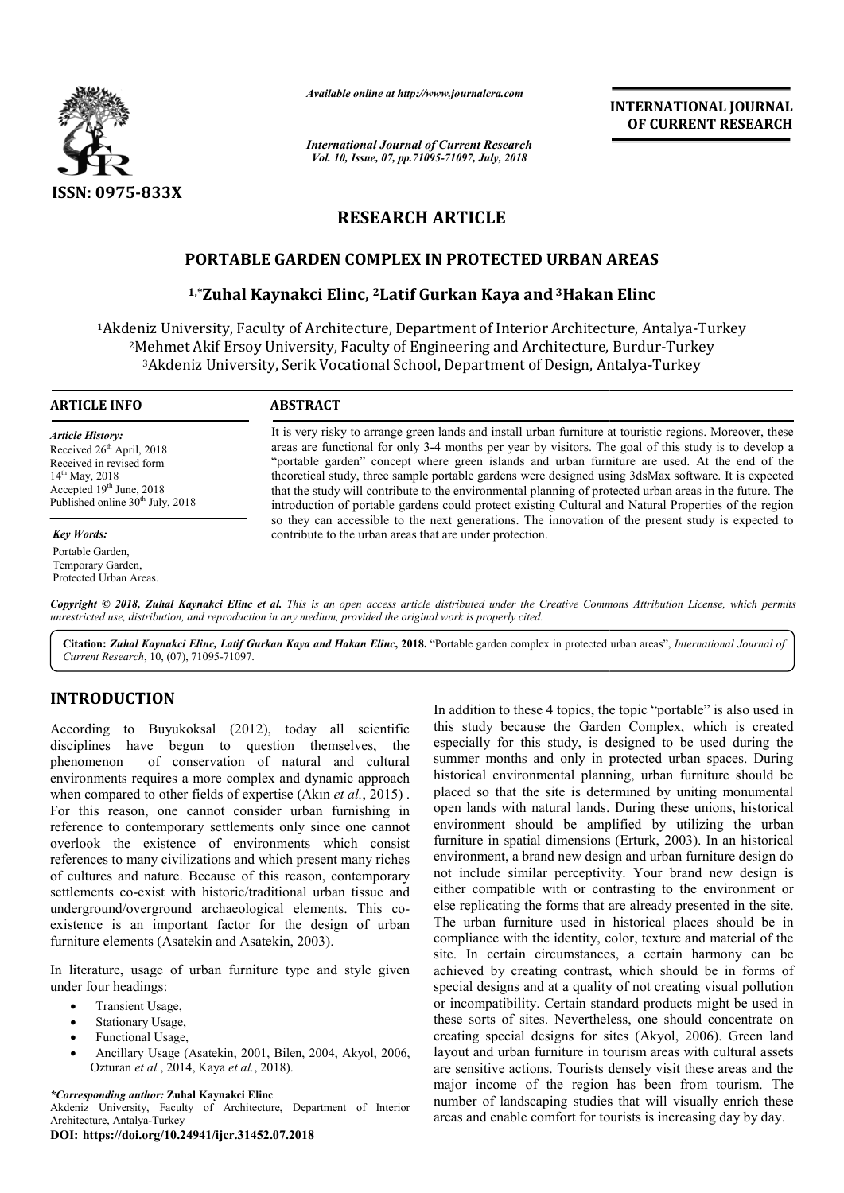Available online at http://www.journalcra.com

International Journal of Current Research
Vol. 10, Issue, 07, pp.71095-71097, July, 2018

ISSN: 0975-833X

INTERNATIONAL JOURNAL OF CURRENT RESEARCH

# RESEARCH ARTICLE

# PORTABLE GARDEN COMPLEX IN PROTECTED URBAN AREAS

[1,*]Zuhal Kaynakci Elinc, [2]Latif Gurkan Kaya and [3]Hakan Elinc

[1]Akdeniz University, Faculty of Architecture, Department of Interior Architecture, Antalya-Turkey
[2]Mehmet Akif Ersoy University, Faculty of Engineering and Architecture, Burdur-Turkey
[3]Akdeniz University, Serik Vocational School, Department of Design, Antalya-Turkey

## ARTICLE INFO

*Article History:*
Received 26th April, 2018
Received in revised form 14th May, 2018
Accepted 19th June, 2018
Published online 30th July, 2018

*Key Words:*
Portable Garden,
Temporary Garden,
Protected Urban Areas.

## ABSTRACT

It is very risky to arrange green lands and install urban furniture at touristic regions. Moreover, these areas are functional for only 3-4 months per year by visitors. The goal of this study is to develop a "portable garden" concept where green islands and urban furniture are used. At the end of the theoretical study, three sample portable gardens were designed using 3dsMax software. It is expected that the study will contribute to the environmental planning of protected urban areas in the future. The introduction of portable gardens could protect existing Cultural and Natural Properties of the region so they can accessible to the next generations. The innovation of the present study is expected to contribute to the urban areas that are under protection.

*Copyright © 2018, Zuhal Kaynakci Elinc et al. This is an open access article distributed under the Creative Commons Attribution License, which permits unrestricted use, distribution, and reproduction in any medium, provided the original work is properly cited.*

**Citation:** *Zuhal Kaynakci Elinc, Latif Gurkan Kaya and Hakan Elinc*, **2018.** "Portable garden complex in protected urban areas", *International Journal of Current Research*, 10, (07), 71095-71097.

## INTRODUCTION

According to Buyukoksal (2012), today all scientific disciplines have begun to question themselves, the phenomenon of conservation of natural and cultural environments requires a more complex and dynamic approach when compared to other fields of expertise (Akın *et al.*, 2015) . For this reason, one cannot consider urban furnishing in reference to contemporary settlements only since one cannot overlook the existence of environments which consist references to many civilizations and which present many riches of cultures and nature. Because of this reason, contemporary settlements co-exist with historic/traditional urban tissue and underground/overground archaeological elements. This co-existence is an important factor for the design of urban furniture elements (Asatekin and Asatekin, 2003).

In literature, usage of urban furniture type and style given under four headings:

- Transient Usage,
- Stationary Usage,
- Functional Usage,
- Ancillary Usage (Asatekin, 2001, Bilen, 2004, Akyol, 2006, Ozturan *et al.*, 2014, Kaya *et al.*, 2018).

In addition to these 4 topics, the topic "portable" is also used in this study because the Garden Complex, which is created especially for this study, is designed to be used during the summer months and only in protected urban spaces. During historical environmental planning, urban furniture should be placed so that the site is determined by uniting monumental open lands with natural lands. During these unions, historical environment should be amplified by utilizing the urban furniture in spatial dimensions (Erturk, 2003). In an historical environment, a brand new design and urban furniture design do not include similar perceptivity. Your brand new design is either compatible with or contrasting to the environment or else replicating the forms that are already presented in the site. The urban furniture used in historical places should be in compliance with the identity, color, texture and material of the site. In certain circumstances, a certain harmony can be achieved by creating contrast, which should be in forms of special designs and at a quality of not creating visual pollution or incompatibility. Certain standard products might be used in these sorts of sites. Nevertheless, one should concentrate on creating special designs for sites (Akyol, 2006). Green land layout and urban furniture in tourism areas with cultural assets are sensitive actions. Tourists densely visit these areas and the major income of the region has been from tourism. The number of landscaping studies that will visually enrich these areas and enable comfort for tourists is increasing day by day.

*\*Corresponding author:* **Zuhal Kaynakci Elinc**
Akdeniz University, Faculty of Architecture, Department of Interior Architecture, Antalya-Turkey
**DOI: https://doi.org/10.24941/ijcr.31452.07.2018**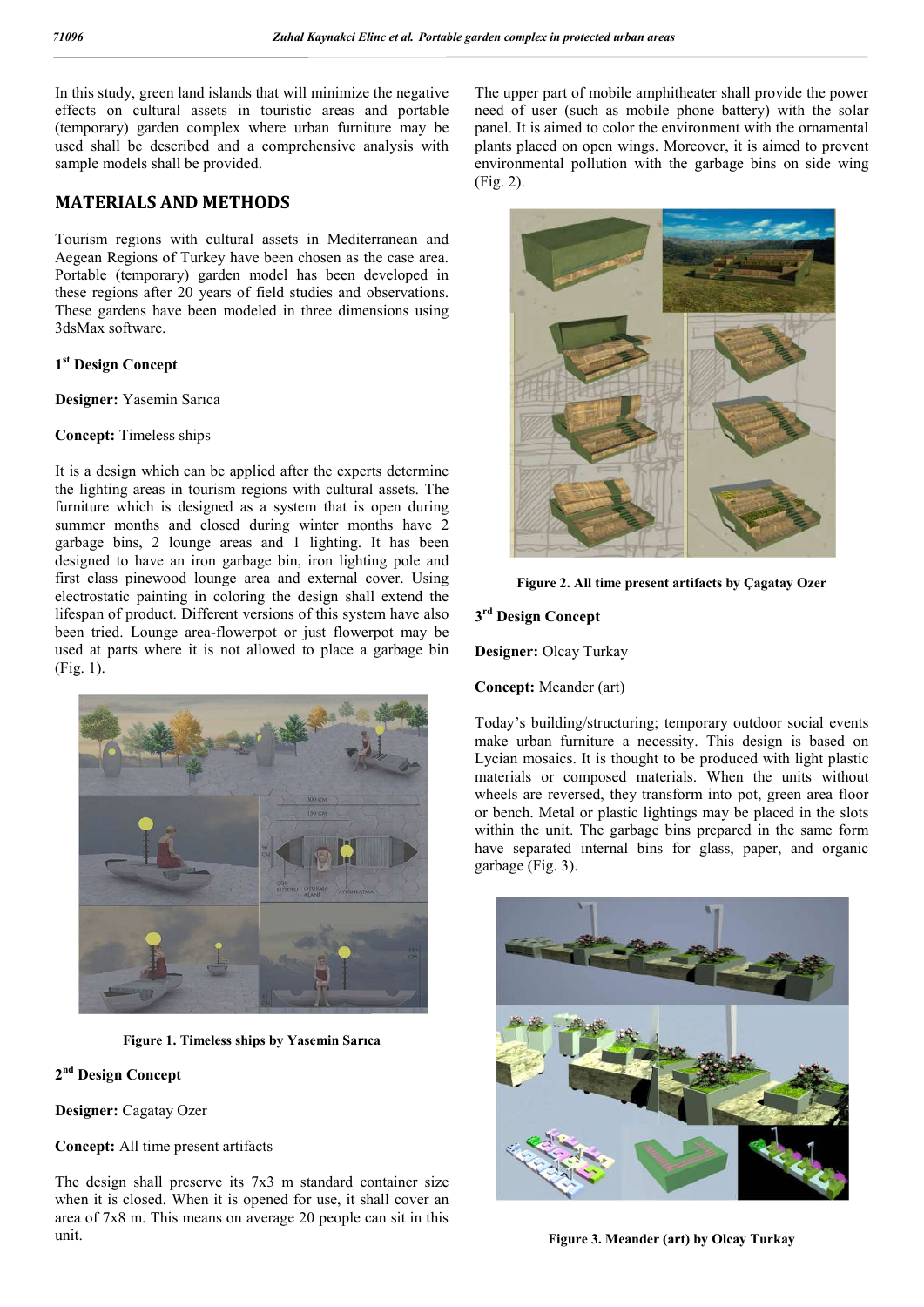In this study, green land islands that will minimize the negative effects on cultural assets in touristic areas and portable (temporary) garden complex where urban furniture may be used shall be described and a comprehensive analysis with sample models shall be provided.

## MATERIALS AND METHODS

Tourism regions with cultural assets in Mediterranean and Aegean Regions of Turkey have been chosen as the case area. Portable (temporary) garden model has been developed in these regions after 20 years of field studies and observations. These gardens have been modeled in three dimensions using 3dsMax software.

### 1st Design Concept

**Designer:** Yasemin Sarıca

**Concept:** Timeless ships

It is a design which can be applied after the experts determine the lighting areas in tourism regions with cultural assets. The furniture which is designed as a system that is open during summer months and closed during winter months have 2 garbage bins, 2 lounge areas and 1 lighting. It has been designed to have an iron garbage bin, iron lighting pole and first class pinewood lounge area and external cover. Using electrostatic painting in coloring the design shall extend the lifespan of product. Different versions of this system have also been tried. Lounge area-flowerpot or just flowerpot may be used at parts where it is not allowed to place a garbage bin (Fig. 1).

**Figure 1. Timeless ships by Yasemin Sarıca**

### 2nd Design Concept

**Designer:** Cagatay Ozer

**Concept:** All time present artifacts

The design shall preserve its 7x3 m standard container size when it is closed. When it is opened for use, it shall cover an area of 7x8 m. This means on average 20 people can sit in this unit.

The upper part of mobile amphitheater shall provide the power need of user (such as mobile phone battery) with the solar panel. It is aimed to color the environment with the ornamental plants placed on open wings. Moreover, it is aimed to prevent environmental pollution with the garbage bins on side wing (Fig. 2).

**Figure 2. All time present artifacts by Çagatay Ozer**

### 3rd Design Concept

**Designer:** Olcay Turkay

**Concept:** Meander (art)

Today's building/structuring; temporary outdoor social events make urban furniture a necessity. This design is based on Lycian mosaics. It is thought to be produced with light plastic materials or composed materials. When the units without wheels are reversed, they transform into pot, green area floor or bench. Metal or plastic lightings may be placed in the slots within the unit. The garbage bins prepared in the same form have separated internal bins for glass, paper, and organic garbage (Fig. 3).

**Figure 3. Meander (art) by Olcay Turkay**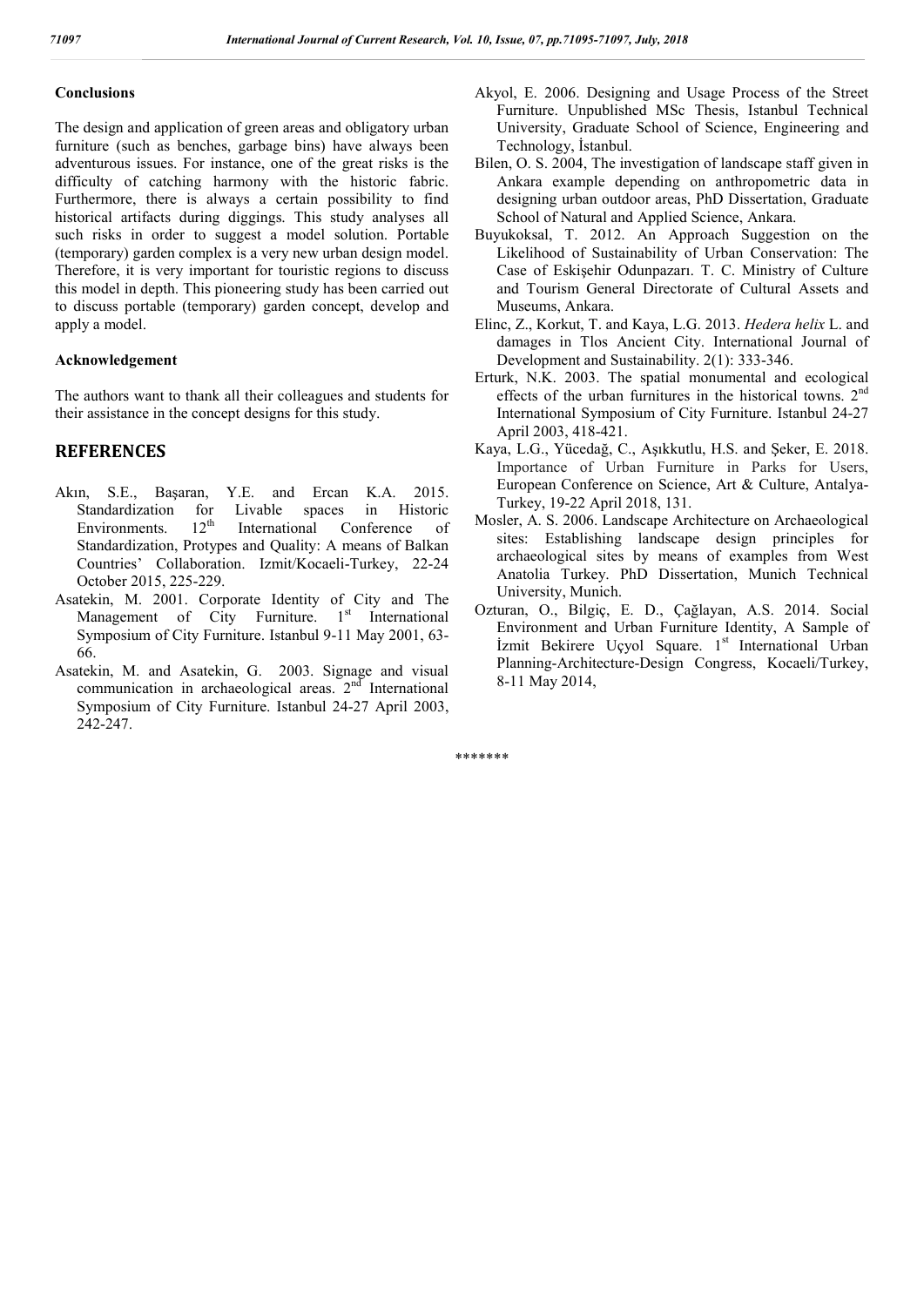### Conclusions

The design and application of green areas and obligatory urban furniture (such as benches, garbage bins) have always been adventurous issues. For instance, one of the great risks is the difficulty of catching harmony with the historic fabric. Furthermore, there is always a certain possibility to find historical artifacts during diggings. This study analyses all such risks in order to suggest a model solution. Portable (temporary) garden complex is a very new urban design model. Therefore, it is very important for touristic regions to discuss this model in depth. This pioneering study has been carried out to discuss portable (temporary) garden concept, develop and apply a model.

### Acknowledgement

The authors want to thank all their colleagues and students for their assistance in the concept designs for this study.

## REFERENCES

- Akın, S.E., Başaran, Y.E. and Ercan K.A. 2015. Standardization for Livable spaces in Historic Environments. 12th International Conference of Standardization, Protypes and Quality: A means of Balkan Countries' Collaboration. Izmit/Kocaeli-Turkey, 22-24 October 2015, 225-229.
- Asatekin, M. 2001. Corporate Identity of City and The Management of City Furniture. 1st International Symposium of City Furniture. Istanbul 9-11 May 2001, 63-66.
- Asatekin, M. and Asatekin, G. 2003. Signage and visual communication in archaeological areas. 2nd International Symposium of City Furniture. Istanbul 24-27 April 2003, 242-247.
- Akyol, E. 2006. Designing and Usage Process of the Street Furniture. Unpublished MSc Thesis, Istanbul Technical University, Graduate School of Science, Engineering and Technology, İstanbul.
- Bilen, O. S. 2004, The investigation of landscape staff given in Ankara example depending on anthropometric data in designing urban outdoor areas, PhD Dissertation, Graduate School of Natural and Applied Science, Ankara.
- Buyukoksal, T. 2012. An Approach Suggestion on the Likelihood of Sustainability of Urban Conservation: The Case of Eskişehir Odunpazarı. T. C. Ministry of Culture and Tourism General Directorate of Cultural Assets and Museums, Ankara.
- Elinc, Z., Korkut, T. and Kaya, L.G. 2013. *Hedera helix* L. and damages in Tlos Ancient City. International Journal of Development and Sustainability. 2(1): 333-346.
- Erturk, N.K. 2003. The spatial monumental and ecological effects of the urban furnitures in the historical towns. 2nd International Symposium of City Furniture. Istanbul 24-27 April 2003, 418-421.
- Kaya, L.G., Yücedağ, C., Aşıkkutlu, H.S. and Şeker, E. 2018. Importance of Urban Furniture in Parks for Users, European Conference on Science, Art & Culture, Antalya-Turkey, 19-22 April 2018, 131.
- Mosler, A. S. 2006. Landscape Architecture on Archaeological sites: Establishing landscape design principles for archaeological sites by means of examples from West Anatolia Turkey. PhD Dissertation, Munich Technical University, Munich.
- Ozturan, O., Bilgiç, E. D., Çağlayan, A.S. 2014. Social Environment and Urban Furniture Identity, A Sample of İzmit Bekirere Uçyol Square. 1st International Urban Planning-Architecture-Design Congress, Kocaeli/Turkey, 8-11 May 2014,

\*\*\*\*\*\*\*